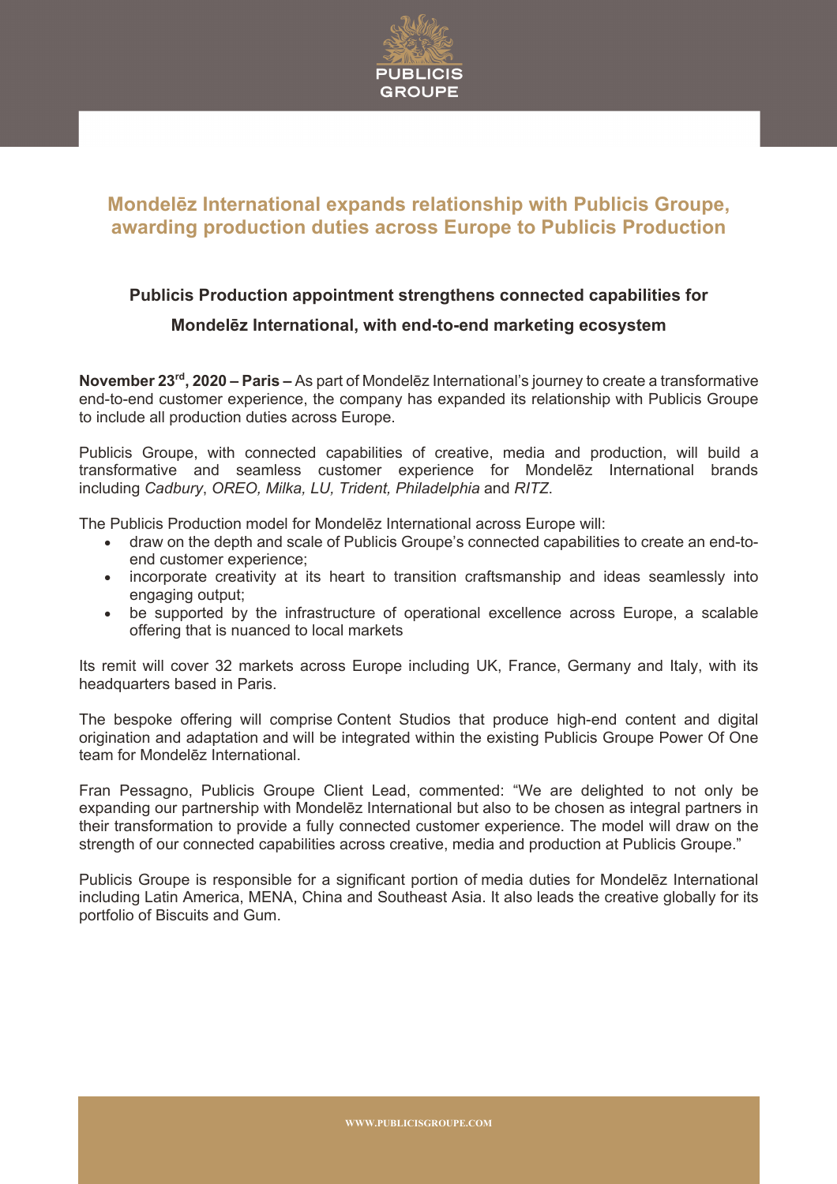# Mondelēz International expands relationship with Publicis Groupe, awarding production duties across Europe to Publicis Production

## Publicis Production appointment strengthens connected capabilities for Mondelēz International, with end-to-end marketing ecosystem

**November 23rd, 2020 – Paris –** As part of Mondelēz International's journey to create a transformative end-to-end customer experience, the company has expanded its relationship with Publicis Groupe to include all production duties across Europe.

Publicis Groupe, with connected capabilities of creative, media and production, will build a transformative and seamless customer experience for Mondelēz International brands including *Cadbury*, *OREO, Milka, LU, Trident, Philadelphia* and *RITZ*.

The Publicis Production model for Mondelēz International across Europe will:

- draw on the depth and scale of Publicis Groupe's connected capabilities to create an end-to-end customer experience;
- incorporate creativity at its heart to transition craftsmanship and ideas seamlessly into engaging output;
- be supported by the infrastructure of operational excellence across Europe, a scalable offering that is nuanced to local markets

Its remit will cover 32 markets across Europe including UK, France, Germany and Italy, with its headquarters based in Paris.

The bespoke offering will comprise Content Studios that produce high-end content and digital origination and adaptation and will be integrated within the existing Publicis Groupe Power Of One team for Mondelēz International.

Fran Pessagno, Publicis Groupe Client Lead, commented: "We are delighted to not only be expanding our partnership with Mondelēz International but also to be chosen as integral partners in their transformation to provide a fully connected customer experience. The model will draw on the strength of our connected capabilities across creative, media and production at Publicis Groupe."

Publicis Groupe is responsible for a significant portion of media duties for Mondelēz International including Latin America, MENA, China and Southeast Asia. It also leads the creative globally for its portfolio of Biscuits and Gum.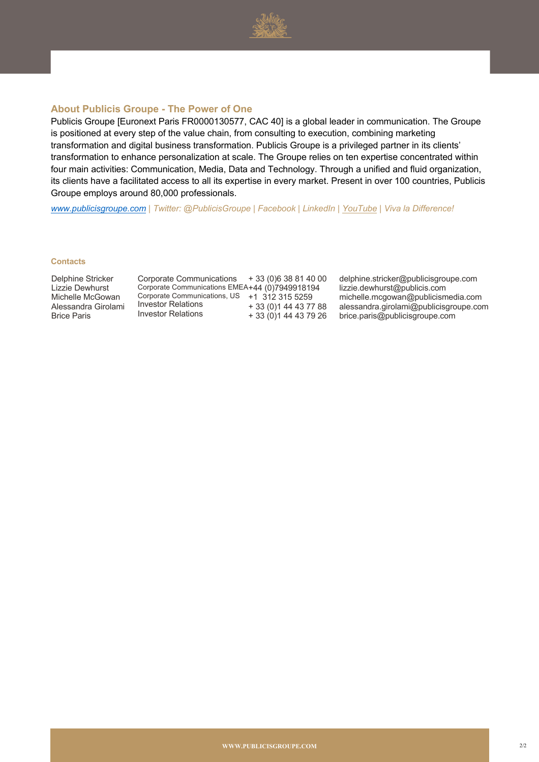## About Publicis Groupe - The Power of One

Publicis Groupe [Euronext Paris FR0000130577, CAC 40] is a global leader in communication. The Groupe is positioned at every step of the value chain, from consulting to execution, combining marketing transformation and digital business transformation. Publicis Groupe is a privileged partner in its clients' transformation to enhance personalization at scale. The Groupe relies on ten expertise concentrated within four main activities: Communication, Media, Data and Technology. Through a unified and fluid organization, its clients have a facilitated access to all its expertise in every market. Present in over 100 countries, Publicis Groupe employs around 80,000 professionals.

*www.publicisgroupe.com | Twitter: @PublicisGroupe | Facebook | LinkedIn | YouTube | Viva la Difference!*

### Contacts

| | | | |
|---|---|---|---|
| Delphine Stricker | Corporate Communications | + 33 (0)6 38 81 40 00 | delphine.stricker@publicisgroupe.com |
| Lizzie Dewhurst | Corporate Communications EMEA | +44 (0)7949918194 | lizzie.dewhurst@publicis.com |
| Michelle McGowan | Corporate Communications, US | +1 312 315 5259 | michelle.mcgowan@publicismedia.com |
| Alessandra Girolami | Investor Relations | + 33 (0)1 44 43 77 88 | alessandra.girolami@publicisgroupe.com |
| Brice Paris | Investor Relations | + 33 (0)1 44 43 79 26 | brice.paris@publicisgroupe.com |